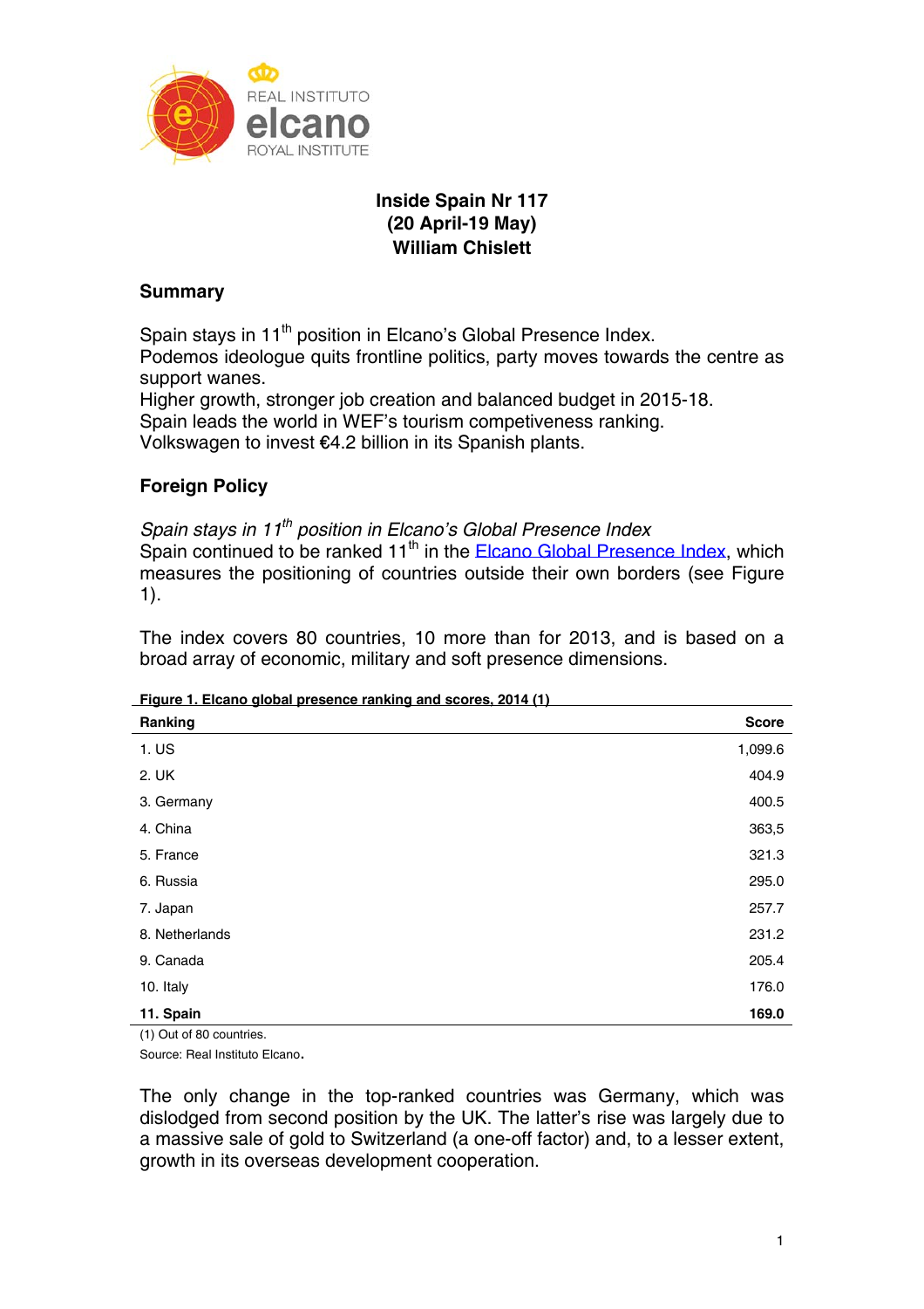REAL INSTITUTO
elcano
ROYAL INSTITUTE

# Inside Spain Nr 117
## (20 April-19 May)
## William Chislett

## Summary

Spain stays in 11th position in Elcano's Global Presence Index.
Podemos ideologue quits frontline politics, party moves towards the centre as support wanes.
Higher growth, stronger job creation and balanced budget in 2015-18.
Spain leads the world in WEF's tourism competiveness ranking.
Volkswagen to invest €4.2 billion in its Spanish plants.

## Foreign Policy

*Spain stays in 11th position in Elcano's Global Presence Index*
Spain continued to be ranked 11th in the Elcano Global Presence Index, which measures the positioning of countries outside their own borders (see Figure 1).

The index covers 80 countries, 10 more than for 2013, and is based on a broad array of economic, military and soft presence dimensions.

**Figure 1. Elcano global presence ranking and scores, 2014 (1)**

| Ranking | Score |
|---|---|
| 1. US | 1,099.6 |
| 2. UK | 404.9 |
| 3. Germany | 400.5 |
| 4. China | 363,5 |
| 5. France | 321.3 |
| 6. Russia | 295.0 |
| 7. Japan | 257.7 |
| 8. Netherlands | 231.2 |
| 9. Canada | 205.4 |
| 10. Italy | 176.0 |
| **11. Spain** | **169.0** |

(1) Out of 80 countries.
Source: Real Instituto Elcano.

The only change in the top-ranked countries was Germany, which was dislodged from second position by the UK. The latter's rise was largely due to a massive sale of gold to Switzerland (a one-off factor) and, to a lesser extent, growth in its overseas development cooperation.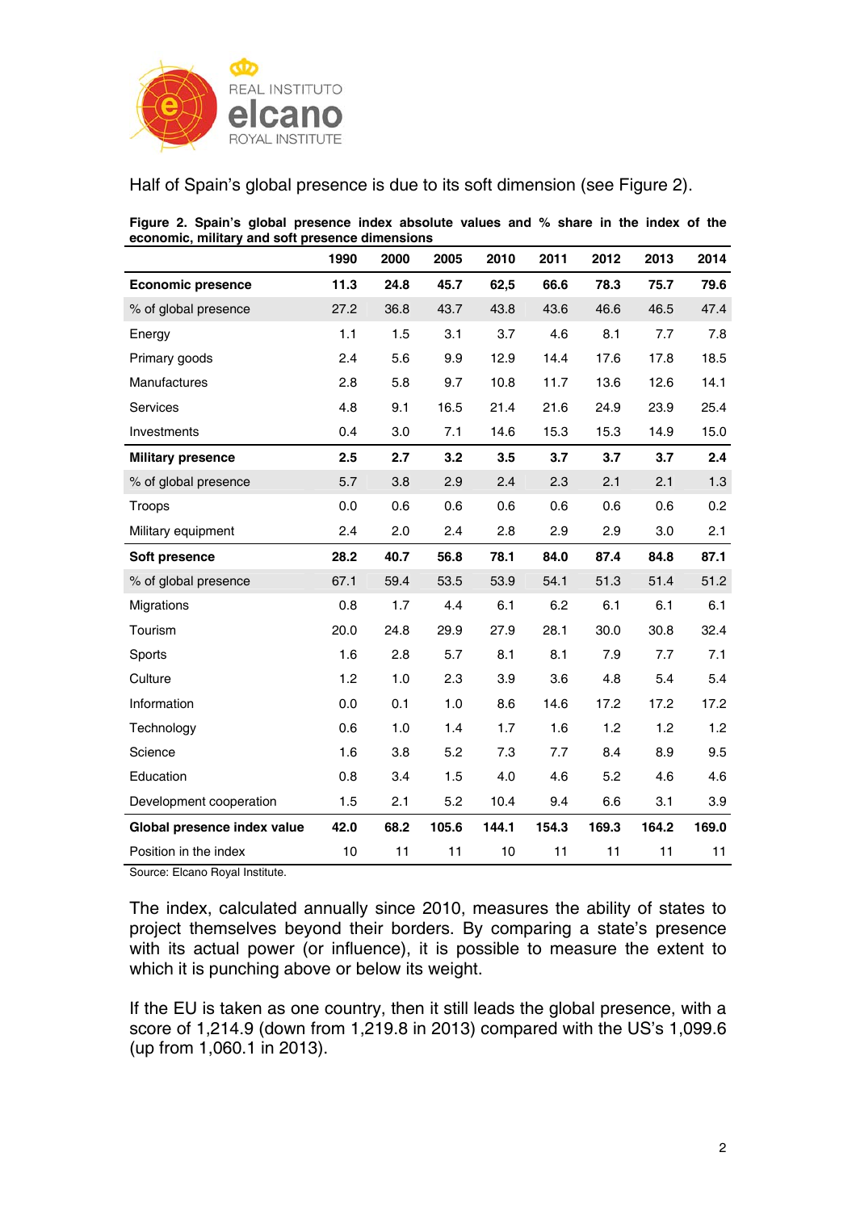Half of Spain's global presence is due to its soft dimension (see Figure 2).

**Figure 2. Spain's global presence index absolute values and % share in the index of the economic, military and soft presence dimensions**

| | 1990 | 2000 | 2005 | 2010 | 2011 | 2012 | 2013 | 2014 |
|---|---|---|---|---|---|---|---|---|
| **Economic presence** | **11.3** | **24.8** | **45.7** | **62,5** | **66.6** | **78.3** | **75.7** | **79.6** |
| % of global presence | 27.2 | 36.8 | 43.7 | 43.8 | 43.6 | 46.6 | 46.5 | 47.4 |
| Energy | 1.1 | 1.5 | 3.1 | 3.7 | 4.6 | 8.1 | 7.7 | 7.8 |
| Primary goods | 2.4 | 5.6 | 9.9 | 12.9 | 14.4 | 17.6 | 17.8 | 18.5 |
| Manufactures | 2.8 | 5.8 | 9.7 | 10.8 | 11.7 | 13.6 | 12.6 | 14.1 |
| Services | 4.8 | 9.1 | 16.5 | 21.4 | 21.6 | 24.9 | 23.9 | 25.4 |
| Investments | 0.4 | 3.0 | 7.1 | 14.6 | 15.3 | 15.3 | 14.9 | 15.0 |
| **Military presence** | **2.5** | **2.7** | **3.2** | **3.5** | **3.7** | **3.7** | **3.7** | **2.4** |
| % of global presence | 5.7 | 3.8 | 2.9 | 2.4 | 2.3 | 2.1 | 2.1 | 1.3 |
| Troops | 0.0 | 0.6 | 0.6 | 0.6 | 0.6 | 0.6 | 0.6 | 0.2 |
| Military equipment | 2.4 | 2.0 | 2.4 | 2.8 | 2.9 | 2.9 | 3.0 | 2.1 |
| **Soft presence** | **28.2** | **40.7** | **56.8** | **78.1** | **84.0** | **87.4** | **84.8** | **87.1** |
| % of global presence | 67.1 | 59.4 | 53.5 | 53.9 | 54.1 | 51.3 | 51.4 | 51.2 |
| Migrations | 0.8 | 1.7 | 4.4 | 6.1 | 6.2 | 6.1 | 6.1 | 6.1 |
| Tourism | 20.0 | 24.8 | 29.9 | 27.9 | 28.1 | 30.0 | 30.8 | 32.4 |
| Sports | 1.6 | 2.8 | 5.7 | 8.1 | 8.1 | 7.9 | 7.7 | 7.1 |
| Culture | 1.2 | 1.0 | 2.3 | 3.9 | 3.6 | 4.8 | 5.4 | 5.4 |
| Information | 0.0 | 0.1 | 1.0 | 8.6 | 14.6 | 17.2 | 17.2 | 17.2 |
| Technology | 0.6 | 1.0 | 1.4 | 1.7 | 1.6 | 1.2 | 1.2 | 1.2 |
| Science | 1.6 | 3.8 | 5.2 | 7.3 | 7.7 | 8.4 | 8.9 | 9.5 |
| Education | 0.8 | 3.4 | 1.5 | 4.0 | 4.6 | 5.2 | 4.6 | 4.6 |
| Development cooperation | 1.5 | 2.1 | 5.2 | 10.4 | 9.4 | 6.6 | 3.1 | 3.9 |
| **Global presence index value** | **42.0** | **68.2** | **105.6** | **144.1** | **154.3** | **169.3** | **164.2** | **169.0** |
| Position in the index | 10 | 11 | 11 | 10 | 11 | 11 | 11 | 11 |

Source: Elcano Royal Institute.

The index, calculated annually since 2010, measures the ability of states to project themselves beyond their borders. By comparing a state's presence with its actual power (or influence), it is possible to measure the extent to which it is punching above or below its weight.

If the EU is taken as one country, then it still leads the global presence, with a score of 1,214.9 (down from 1,219.8 in 2013) compared with the US's 1,099.6 (up from 1,060.1 in 2013).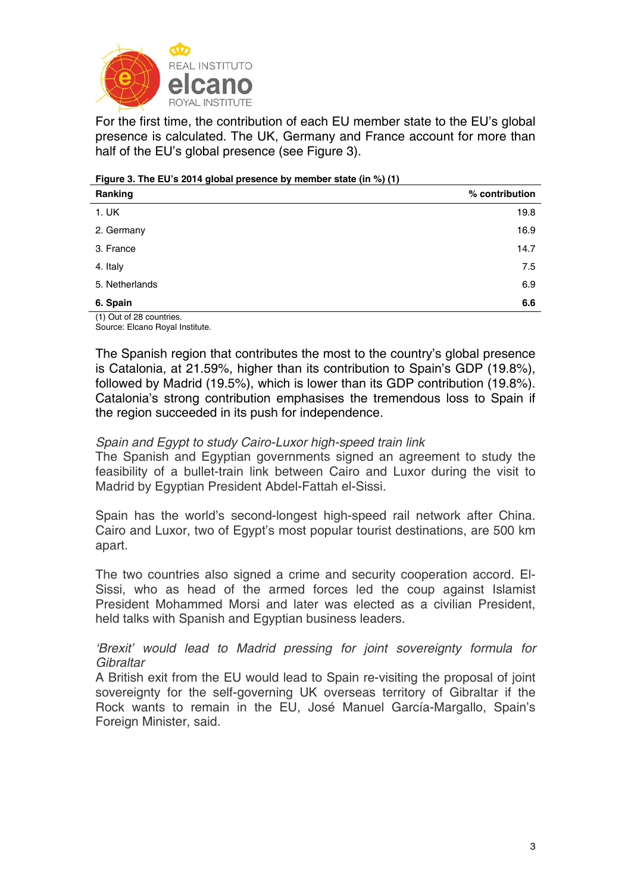For the first time, the contribution of each EU member state to the EU's global presence is calculated. The UK, Germany and France account for more than half of the EU's global presence (see Figure 3).

**Figure 3. The EU's 2014 global presence by member state (in %) (1)**

| Ranking | % contribution |
|---|---|
| 1. UK | 19.8 |
| 2. Germany | 16.9 |
| 3. France | 14.7 |
| 4. Italy | 7.5 |
| 5. Netherlands | 6.9 |
| **6. Spain** | **6.6** |

(1) Out of 28 countries.
Source: Elcano Royal Institute.

The Spanish region that contributes the most to the country's global presence is Catalonia, at 21.59%, higher than its contribution to Spain's GDP (19.8%), followed by Madrid (19.5%), which is lower than its GDP contribution (19.8%). Catalonia's strong contribution emphasises the tremendous loss to Spain if the region succeeded in its push for independence.

*Spain and Egypt to study Cairo-Luxor high-speed train link*
The Spanish and Egyptian governments signed an agreement to study the feasibility of a bullet-train link between Cairo and Luxor during the visit to Madrid by Egyptian President Abdel-Fattah el-Sissi.

Spain has the world's second-longest high-speed rail network after China. Cairo and Luxor, two of Egypt's most popular tourist destinations, are 500 km apart.

The two countries also signed a crime and security cooperation accord. El-Sissi, who as head of the armed forces led the coup against Islamist President Mohammed Morsi and later was elected as a civilian President, held talks with Spanish and Egyptian business leaders.

*'Brexit' would lead to Madrid pressing for joint sovereignty formula for Gibraltar*
A British exit from the EU would lead to Spain re-visiting the proposal of joint sovereignty for the self-governing UK overseas territory of Gibraltar if the Rock wants to remain in the EU, José Manuel García-Margallo, Spain's Foreign Minister, said.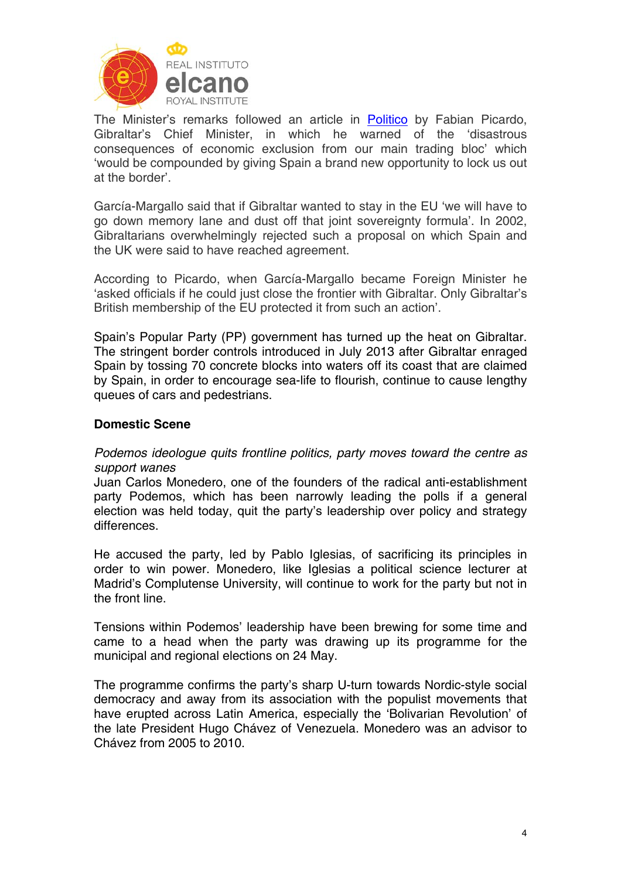The Minister's remarks followed an article in Politico by Fabian Picardo, Gibraltar's Chief Minister, in which he warned of the 'disastrous consequences of economic exclusion from our main trading bloc' which 'would be compounded by giving Spain a brand new opportunity to lock us out at the border'.

García-Margallo said that if Gibraltar wanted to stay in the EU 'we will have to go down memory lane and dust off that joint sovereignty formula'. In 2002, Gibraltarians overwhelmingly rejected such a proposal on which Spain and the UK were said to have reached agreement.

According to Picardo, when García-Margallo became Foreign Minister he 'asked officials if he could just close the frontier with Gibraltar. Only Gibraltar's British membership of the EU protected it from such an action'.

Spain's Popular Party (PP) government has turned up the heat on Gibraltar. The stringent border controls introduced in July 2013 after Gibraltar enraged Spain by tossing 70 concrete blocks into waters off its coast that are claimed by Spain, in order to encourage sea-life to flourish, continue to cause lengthy queues of cars and pedestrians.

## Domestic Scene

*Podemos ideologue quits frontline politics, party moves toward the centre as support wanes*

Juan Carlos Monedero, one of the founders of the radical anti-establishment party Podemos, which has been narrowly leading the polls if a general election was held today, quit the party's leadership over policy and strategy differences.

He accused the party, led by Pablo Iglesias, of sacrificing its principles in order to win power. Monedero, like Iglesias a political science lecturer at Madrid's Complutense University, will continue to work for the party but not in the front line.

Tensions within Podemos' leadership have been brewing for some time and came to a head when the party was drawing up its programme for the municipal and regional elections on 24 May.

The programme confirms the party's sharp U-turn towards Nordic-style social democracy and away from its association with the populist movements that have erupted across Latin America, especially the 'Bolivarian Revolution' of the late President Hugo Chávez of Venezuela. Monedero was an advisor to Chávez from 2005 to 2010.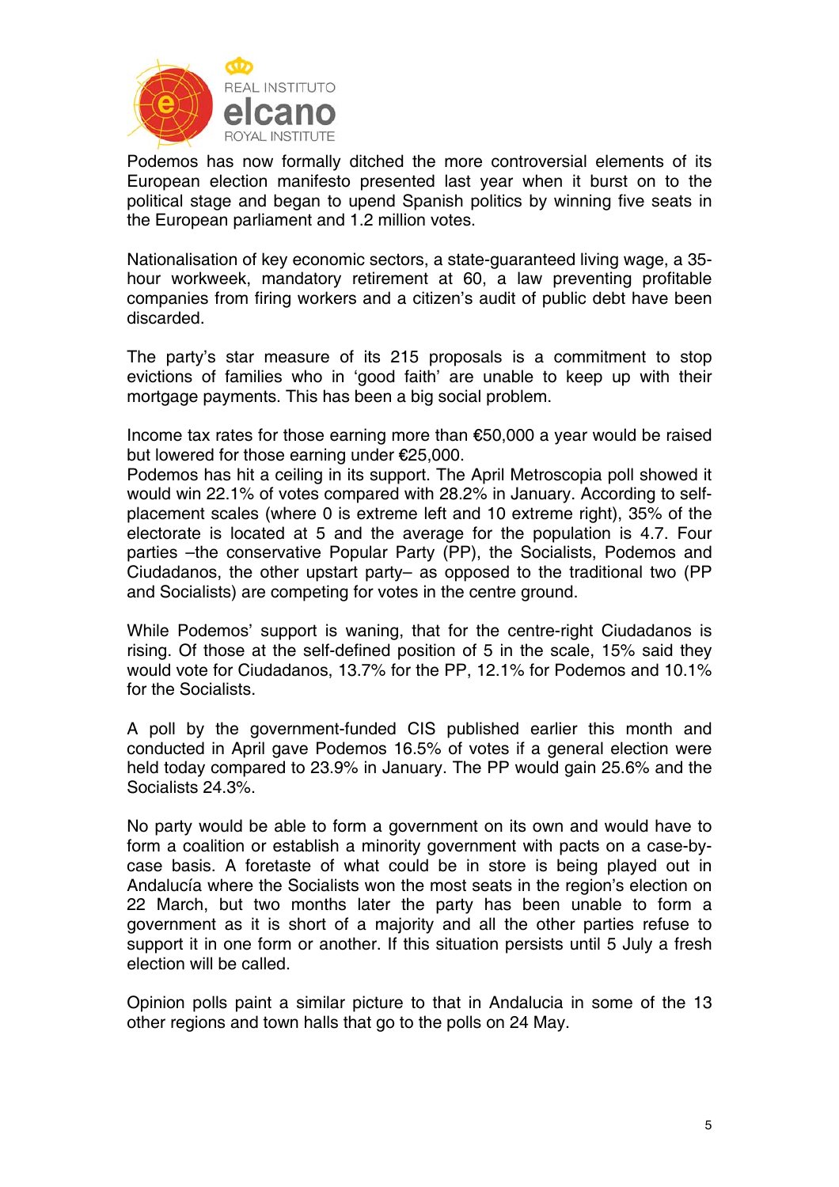Podemos has now formally ditched the more controversial elements of its European election manifesto presented last year when it burst on to the political stage and began to upend Spanish politics by winning five seats in the European parliament and 1.2 million votes.

Nationalisation of key economic sectors, a state-guaranteed living wage, a 35-hour workweek, mandatory retirement at 60, a law preventing profitable companies from firing workers and a citizen's audit of public debt have been discarded.

The party's star measure of its 215 proposals is a commitment to stop evictions of families who in 'good faith' are unable to keep up with their mortgage payments. This has been a big social problem.

Income tax rates for those earning more than €50,000 a year would be raised but lowered for those earning under €25,000.
Podemos has hit a ceiling in its support. The April Metroscopia poll showed it would win 22.1% of votes compared with 28.2% in January. According to self-placement scales (where 0 is extreme left and 10 extreme right), 35% of the electorate is located at 5 and the average for the population is 4.7. Four parties –the conservative Popular Party (PP), the Socialists, Podemos and Ciudadanos, the other upstart party– as opposed to the traditional two (PP and Socialists) are competing for votes in the centre ground.

While Podemos' support is waning, that for the centre-right Ciudadanos is rising. Of those at the self-defined position of 5 in the scale, 15% said they would vote for Ciudadanos, 13.7% for the PP, 12.1% for Podemos and 10.1% for the Socialists.

A poll by the government-funded CIS published earlier this month and conducted in April gave Podemos 16.5% of votes if a general election were held today compared to 23.9% in January. The PP would gain 25.6% and the Socialists 24.3%.

No party would be able to form a government on its own and would have to form a coalition or establish a minority government with pacts on a case-by-case basis. A foretaste of what could be in store is being played out in Andalucía where the Socialists won the most seats in the region's election on 22 March, but two months later the party has been unable to form a government as it is short of a majority and all the other parties refuse to support it in one form or another. If this situation persists until 5 July a fresh election will be called.

Opinion polls paint a similar picture to that in Andalucia in some of the 13 other regions and town halls that go to the polls on 24 May.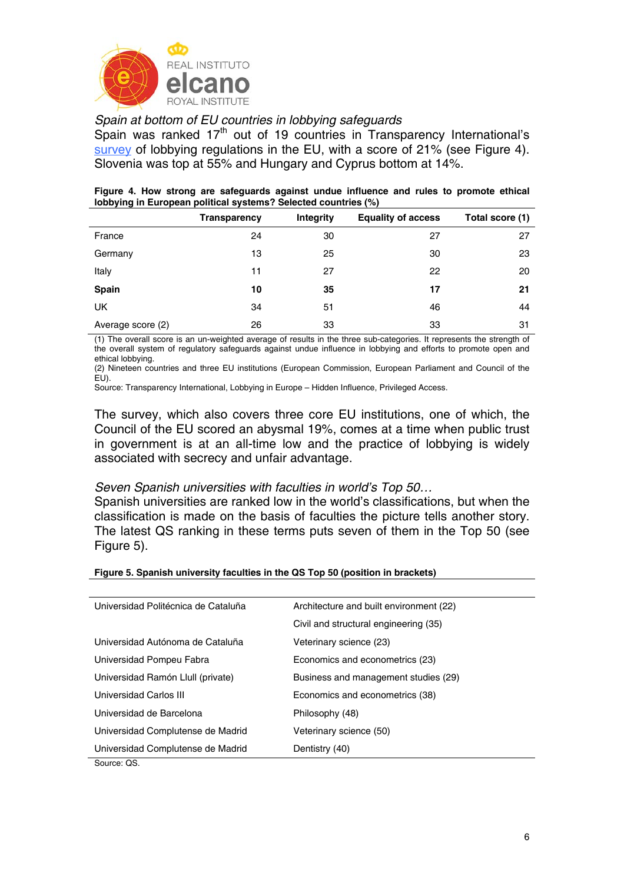*Spain at bottom of EU countries in lobbying safeguards*

Spain was ranked 17th out of 19 countries in Transparency International's survey of lobbying regulations in the EU, with a score of 21% (see Figure 4). Slovenia was top at 55% and Hungary and Cyprus bottom at 14%.

**Figure 4. How strong are safeguards against undue influence and rules to promote ethical lobbying in European political systems? Selected countries (%)**

| | Transparency | Integrity | Equality of access | Total score (1) |
|---|---|---|---|---|
| France | 24 | 30 | 27 | 27 |
| Germany | 13 | 25 | 30 | 23 |
| Italy | 11 | 27 | 22 | 20 |
| **Spain** | **10** | **35** | **17** | **21** |
| UK | 34 | 51 | 46 | 44 |
| Average score (2) | 26 | 33 | 33 | 31 |

(1) The overall score is an un-weighted average of results in the three sub-categories. It represents the strength of the overall system of regulatory safeguards against undue influence in lobbying and efforts to promote open and ethical lobbying.
(2) Nineteen countries and three EU institutions (European Commission, European Parliament and Council of the EU).
Source: Transparency International, Lobbying in Europe – Hidden Influence, Privileged Access.

The survey, which also covers three core EU institutions, one of which, the Council of the EU scored an abysmal 19%, comes at a time when public trust in government is at an all-time low and the practice of lobbying is widely associated with secrecy and unfair advantage.

*Seven Spanish universities with faculties in world's Top 50…*

Spanish universities are ranked low in the world's classifications, but when the classification is made on the basis of faculties the picture tells another story. The latest QS ranking in these terms puts seven of them in the Top 50 (see Figure 5).

**Figure 5. Spanish university faculties in the QS Top 50 (position in brackets)**

| | |
|---|---|
| Universidad Politécnica de Cataluña | Architecture and built environment (22) |
| | Civil and structural engineering (35) |
| Universidad Autónoma de Cataluña | Veterinary science (23) |
| Universidad Pompeu Fabra | Economics and econometrics (23) |
| Universidad Ramón Llull (private) | Business and management studies (29) |
| Universidad Carlos III | Economics and econometrics (38) |
| Universidad de Barcelona | Philosophy (48) |
| Universidad Complutense de Madrid | Veterinary science (50) |
| Universidad Complutense de Madrid | Dentistry (40) |

Source: QS.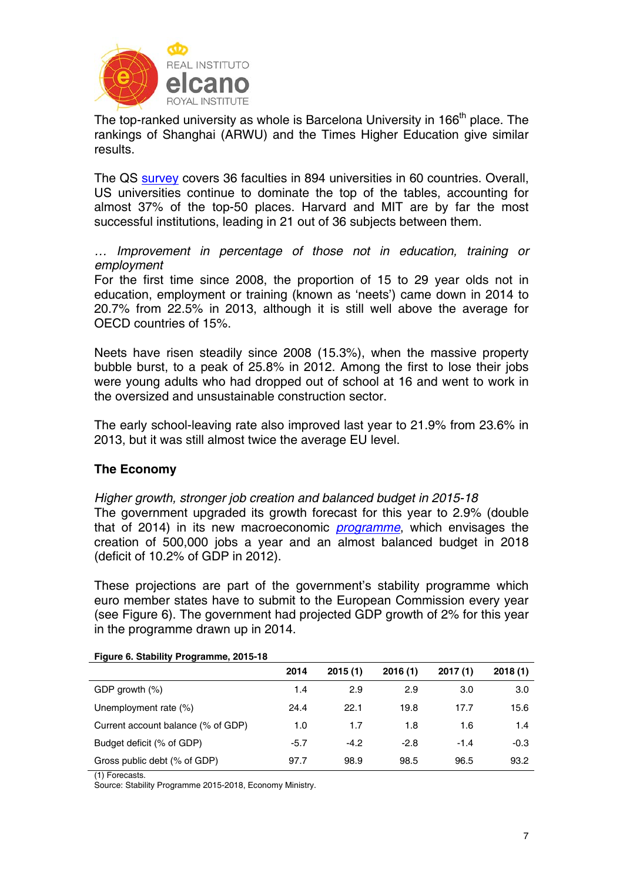The top-ranked university as whole is Barcelona University in 166th place. The rankings of Shanghai (ARWU) and the Times Higher Education give similar results.

The QS survey covers 36 faculties in 894 universities in 60 countries. Overall, US universities continue to dominate the top of the tables, accounting for almost 37% of the top-50 places. Harvard and MIT are by far the most successful institutions, leading in 21 out of 36 subjects between them.

*… Improvement in percentage of those not in education, training or employment*

For the first time since 2008, the proportion of 15 to 29 year olds not in education, employment or training (known as 'neets') came down in 2014 to 20.7% from 22.5% in 2013, although it is still well above the average for OECD countries of 15%.

Neets have risen steadily since 2008 (15.3%), when the massive property bubble burst, to a peak of 25.8% in 2012. Among the first to lose their jobs were young adults who had dropped out of school at 16 and went to work in the oversized and unsustainable construction sector.

The early school-leaving rate also improved last year to 21.9% from 23.6% in 2013, but it was still almost twice the average EU level.

## The Economy

*Higher growth, stronger job creation and balanced budget in 2015-18*

The government upgraded its growth forecast for this year to 2.9% (double that of 2014) in its new macroeconomic *programme*, which envisages the creation of 500,000 jobs a year and an almost balanced budget in 2018 (deficit of 10.2% of GDP in 2012).

These projections are part of the government's stability programme which euro member states have to submit to the European Commission every year (see Figure 6). The government had projected GDP growth of 2% for this year in the programme drawn up in 2014.

**Figure 6. Stability Programme, 2015-18**

| | 2014 | 2015 (1) | 2016 (1) | 2017 (1) | 2018 (1) |
|---|---|---|---|---|---|
| GDP growth (%) | 1.4 | 2.9 | 2.9 | 3.0 | 3.0 |
| Unemployment rate (%) | 24.4 | 22.1 | 19.8 | 17.7 | 15.6 |
| Current account balance (% of GDP) | 1.0 | 1.7 | 1.8 | 1.6 | 1.4 |
| Budget deficit (% of GDP) | -5.7 | -4.2 | -2.8 | -1.4 | -0.3 |
| Gross public debt (% of GDP) | 97.7 | 98.9 | 98.5 | 96.5 | 93.2 |

(1) Forecasts.
Source: Stability Programme 2015-2018, Economy Ministry.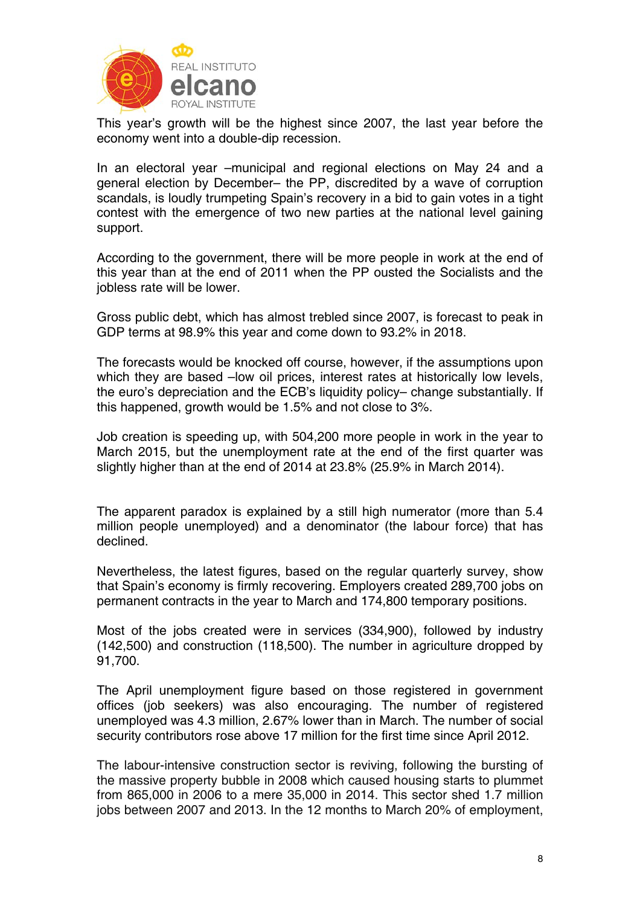This year's growth will be the highest since 2007, the last year before the economy went into a double-dip recession.

In an electoral year –municipal and regional elections on May 24 and a general election by December– the PP, discredited by a wave of corruption scandals, is loudly trumpeting Spain's recovery in a bid to gain votes in a tight contest with the emergence of two new parties at the national level gaining support.

According to the government, there will be more people in work at the end of this year than at the end of 2011 when the PP ousted the Socialists and the jobless rate will be lower.

Gross public debt, which has almost trebled since 2007, is forecast to peak in GDP terms at 98.9% this year and come down to 93.2% in 2018.

The forecasts would be knocked off course, however, if the assumptions upon which they are based –low oil prices, interest rates at historically low levels, the euro's depreciation and the ECB's liquidity policy– change substantially. If this happened, growth would be 1.5% and not close to 3%.

Job creation is speeding up, with 504,200 more people in work in the year to March 2015, but the unemployment rate at the end of the first quarter was slightly higher than at the end of 2014 at 23.8% (25.9% in March 2014).

The apparent paradox is explained by a still high numerator (more than 5.4 million people unemployed) and a denominator (the labour force) that has declined.

Nevertheless, the latest figures, based on the regular quarterly survey, show that Spain's economy is firmly recovering. Employers created 289,700 jobs on permanent contracts in the year to March and 174,800 temporary positions.

Most of the jobs created were in services (334,900), followed by industry (142,500) and construction (118,500). The number in agriculture dropped by 91,700.

The April unemployment figure based on those registered in government offices (job seekers) was also encouraging. The number of registered unemployed was 4.3 million, 2.67% lower than in March. The number of social security contributors rose above 17 million for the first time since April 2012.

The labour-intensive construction sector is reviving, following the bursting of the massive property bubble in 2008 which caused housing starts to plummet from 865,000 in 2006 to a mere 35,000 in 2014. This sector shed 1.7 million jobs between 2007 and 2013. In the 12 months to March 20% of employment,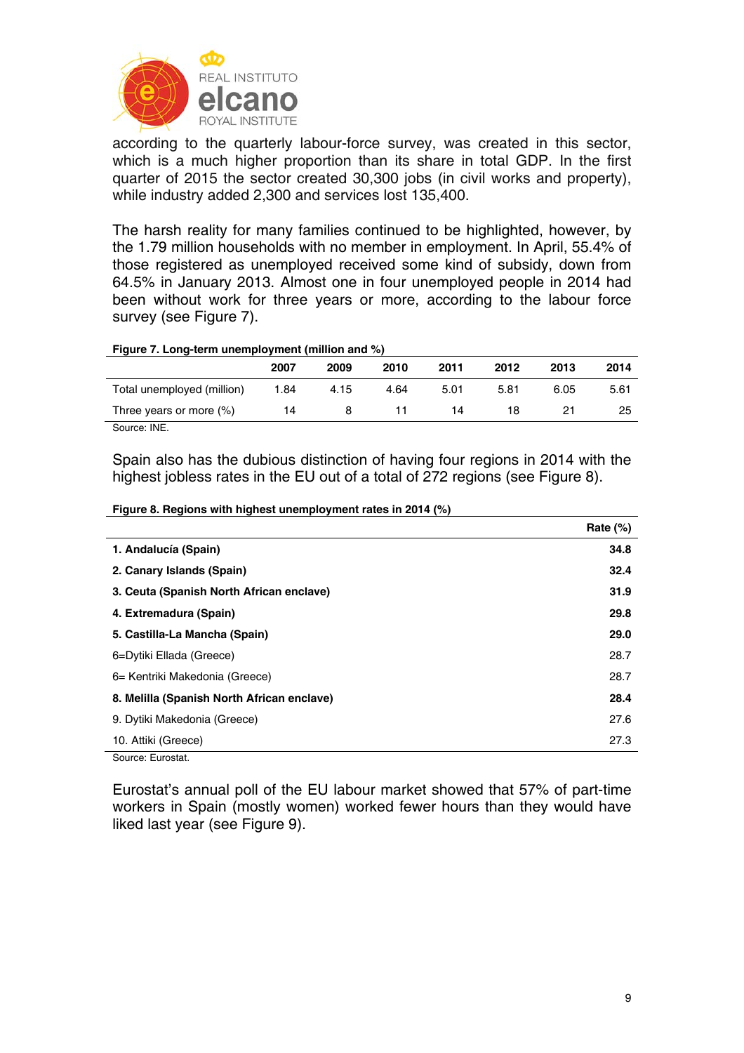according to the quarterly labour-force survey, was created in this sector, which is a much higher proportion than its share in total GDP. In the first quarter of 2015 the sector created 30,300 jobs (in civil works and property), while industry added 2,300 and services lost 135,400.

The harsh reality for many families continued to be highlighted, however, by the 1.79 million households with no member in employment. In April, 55.4% of those registered as unemployed received some kind of subsidy, down from 64.5% in January 2013. Almost one in four unemployed people in 2014 had been without work for three years or more, according to the labour force survey (see Figure 7).

**Figure 7. Long-term unemployment (million and %)**

| | 2007 | 2009 | 2010 | 2011 | 2012 | 2013 | 2014 |
|---|---|---|---|---|---|---|---|
| Total unemployed (million) | 1.84 | 4.15 | 4.64 | 5.01 | 5.81 | 6.05 | 5.61 |
| Three years or more (%) | 14 | 8 | 11 | 14 | 18 | 21 | 25 |

Source: INE.

Spain also has the dubious distinction of having four regions in 2014 with the highest jobless rates in the EU out of a total of 272 regions (see Figure 8).

**Figure 8. Regions with highest unemployment rates in 2014 (%)**

| | Rate (%) |
|---|---|
| **1. Andalucía (Spain)** | **34.8** |
| **2. Canary Islands (Spain)** | **32.4** |
| **3. Ceuta (Spanish North African enclave)** | **31.9** |
| **4. Extremadura (Spain)** | **29.8** |
| **5. Castilla-La Mancha (Spain)** | **29.0** |
| 6=Dytiki Ellada (Greece) | 28.7 |
| 6= Kentriki Makedonia (Greece) | 28.7 |
| **8. Melilla (Spanish North African enclave)** | **28.4** |
| 9. Dytiki Makedonia (Greece) | 27.6 |
| 10. Attiki (Greece) | 27.3 |

Source: Eurostat.

Eurostat's annual poll of the EU labour market showed that 57% of part-time workers in Spain (mostly women) worked fewer hours than they would have liked last year (see Figure 9).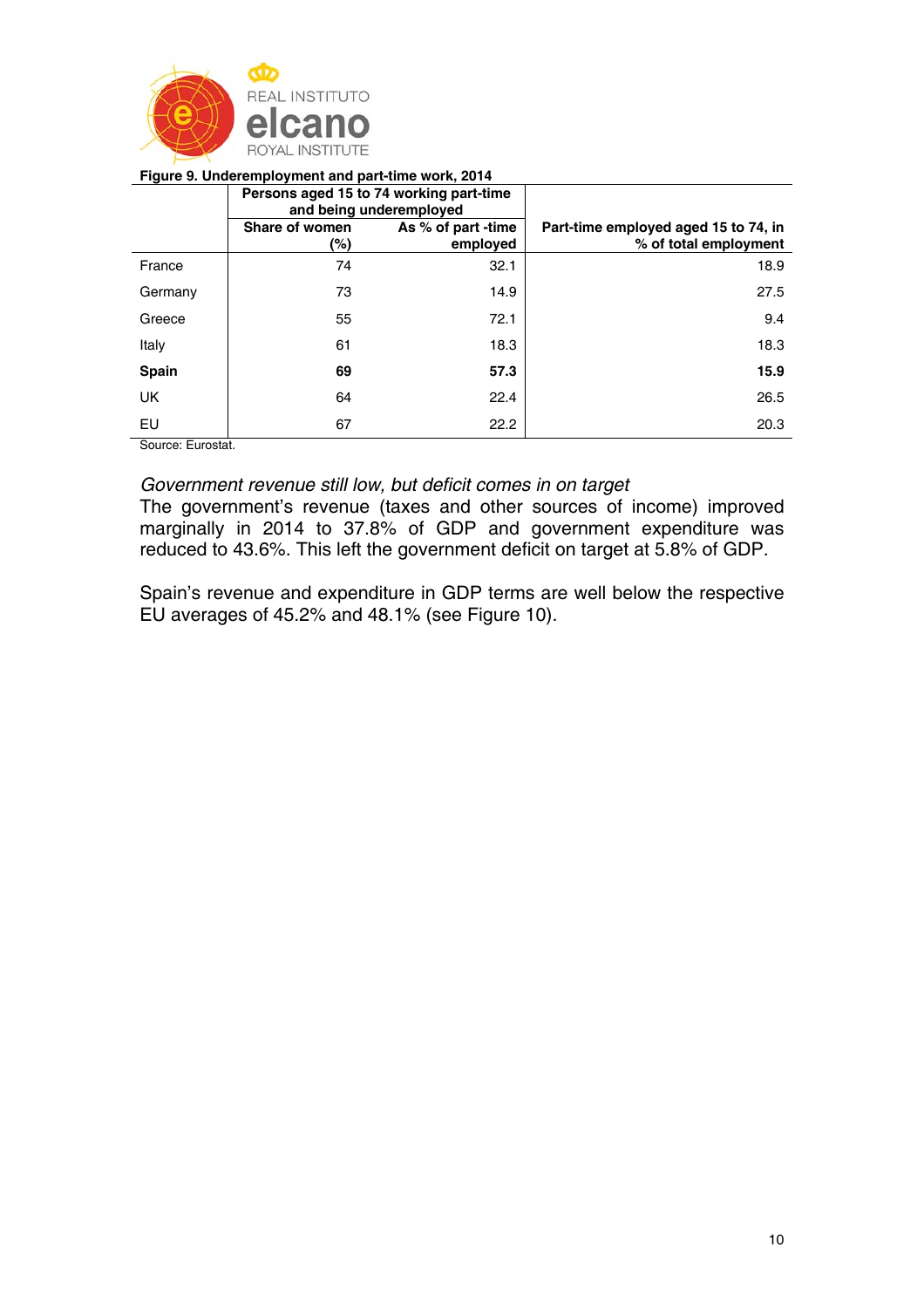**Figure 9. Underemployment and part-time work, 2014**

| | Persons aged 15 to 74 working part-time and being underemployed | | |
|---|---|---|---|
| | Share of women (%) | As % of part -time employed | Part-time employed aged 15 to 74, in % of total employment |
| France | 74 | 32.1 | 18.9 |
| Germany | 73 | 14.9 | 27.5 |
| Greece | 55 | 72.1 | 9.4 |
| Italy | 61 | 18.3 | 18.3 |
| **Spain** | **69** | **57.3** | **15.9** |
| UK | 64 | 22.4 | 26.5 |
| EU | 67 | 22.2 | 20.3 |

Source: Eurostat.

*Government revenue still low, but deficit comes in on target*

The government's revenue (taxes and other sources of income) improved marginally in 2014 to 37.8% of GDP and government expenditure was reduced to 43.6%. This left the government deficit on target at 5.8% of GDP.

Spain's revenue and expenditure in GDP terms are well below the respective EU averages of 45.2% and 48.1% (see Figure 10).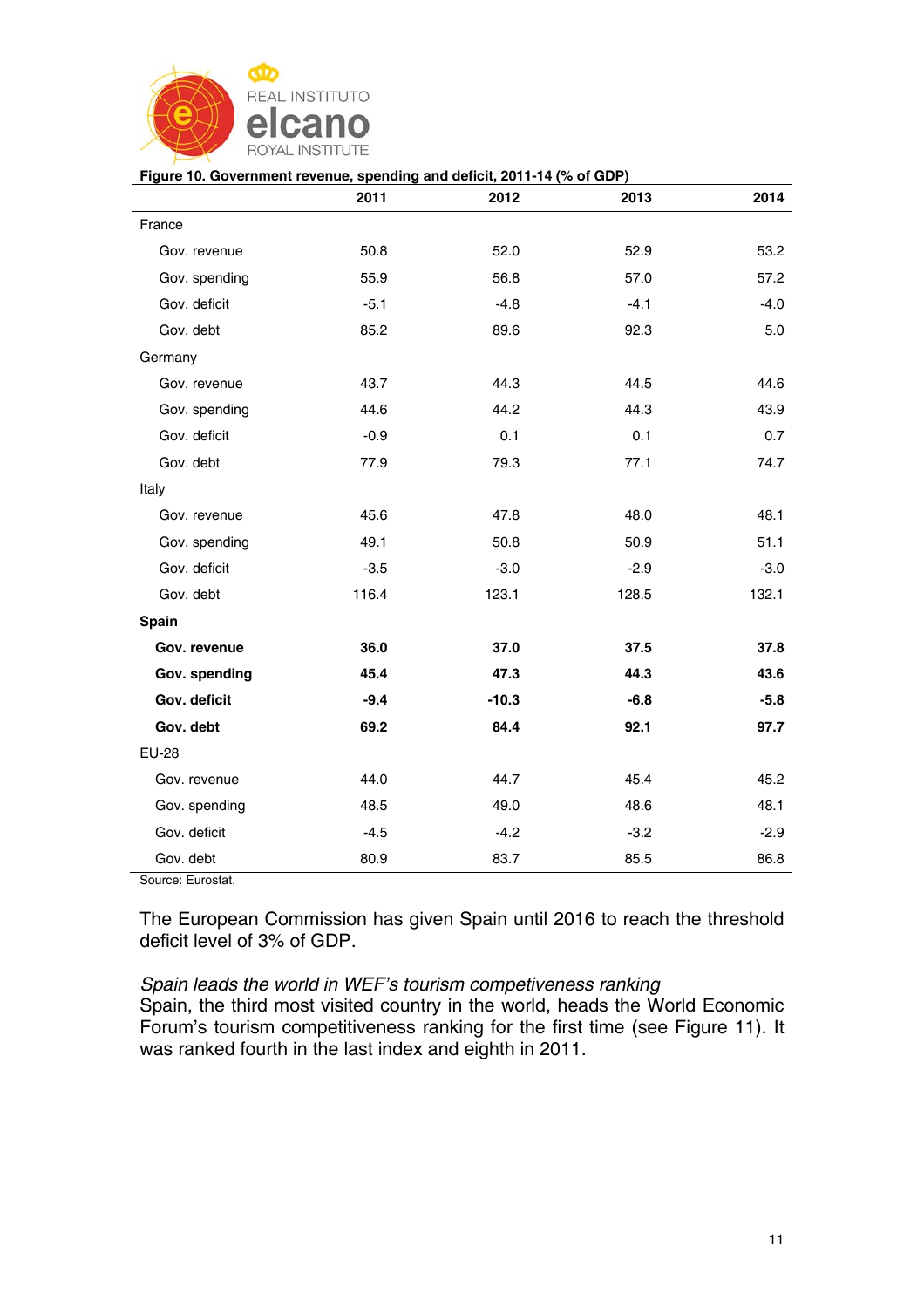**Figure 10. Government revenue, spending and deficit, 2011-14 (% of GDP)**

| | 2011 | 2012 | 2013 | 2014 |
|---|---|---|---|---|
| France | | | | |
| Gov. revenue | 50.8 | 52.0 | 52.9 | 53.2 |
| Gov. spending | 55.9 | 56.8 | 57.0 | 57.2 |
| Gov. deficit | -5.1 | -4.8 | -4.1 | -4.0 |
| Gov. debt | 85.2 | 89.6 | 92.3 | 5.0 |
| Germany | | | | |
| Gov. revenue | 43.7 | 44.3 | 44.5 | 44.6 |
| Gov. spending | 44.6 | 44.2 | 44.3 | 43.9 |
| Gov. deficit | -0.9 | 0.1 | 0.1 | 0.7 |
| Gov. debt | 77.9 | 79.3 | 77.1 | 74.7 |
| Italy | | | | |
| Gov. revenue | 45.6 | 47.8 | 48.0 | 48.1 |
| Gov. spending | 49.1 | 50.8 | 50.9 | 51.1 |
| Gov. deficit | -3.5 | -3.0 | -2.9 | -3.0 |
| Gov. debt | 116.4 | 123.1 | 128.5 | 132.1 |
| **Spain** | | | | |
| **Gov. revenue** | **36.0** | **37.0** | **37.5** | **37.8** |
| **Gov. spending** | **45.4** | **47.3** | **44.3** | **43.6** |
| **Gov. deficit** | **-9.4** | **-10.3** | **-6.8** | **-5.8** |
| **Gov. debt** | **69.2** | **84.4** | **92.1** | **97.7** |
| EU-28 | | | | |
| Gov. revenue | 44.0 | 44.7 | 45.4 | 45.2 |
| Gov. spending | 48.5 | 49.0 | 48.6 | 48.1 |
| Gov. deficit | -4.5 | -4.2 | -3.2 | -2.9 |
| Gov. debt | 80.9 | 83.7 | 85.5 | 86.8 |

Source: Eurostat.

The European Commission has given Spain until 2016 to reach the threshold deficit level of 3% of GDP.

*Spain leads the world in WEF's tourism competiveness ranking*

Spain, the third most visited country in the world, heads the World Economic Forum's tourism competitiveness ranking for the first time (see Figure 11). It was ranked fourth in the last index and eighth in 2011.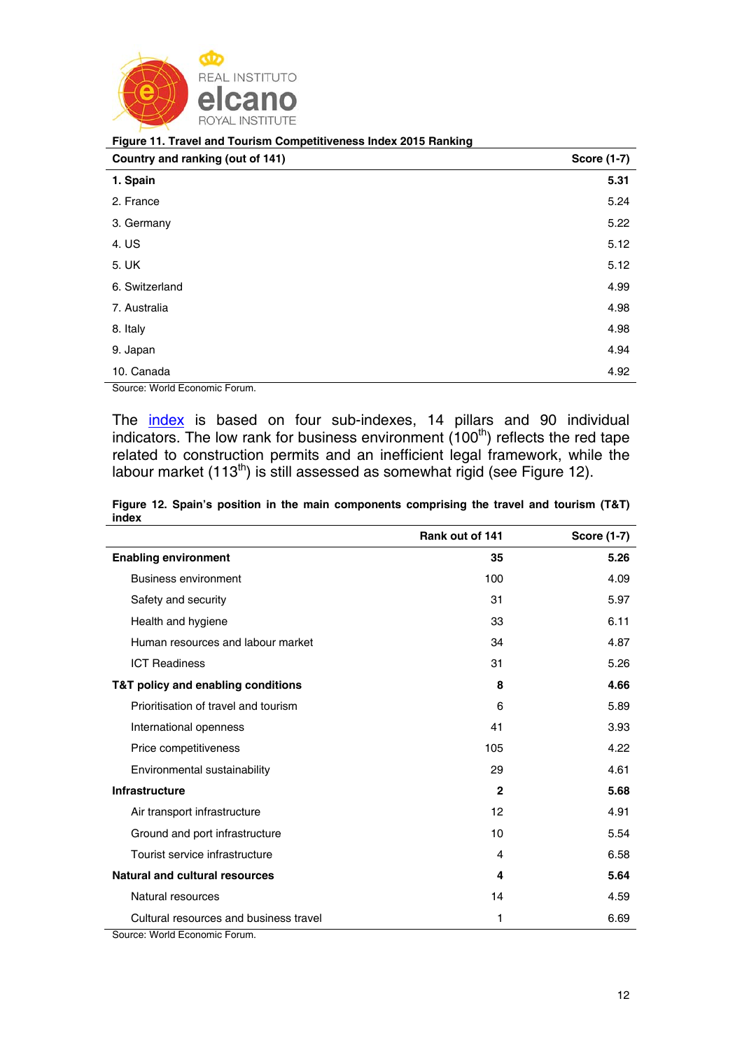**Figure 11. Travel and Tourism Competitiveness Index 2015 Ranking**

| Country and ranking (out of 141) | Score (1-7) |
|---|---|
| **1. Spain** | **5.31** |
| 2. France | 5.24 |
| 3. Germany | 5.22 |
| 4. US | 5.12 |
| 5. UK | 5.12 |
| 6. Switzerland | 4.99 |
| 7. Australia | 4.98 |
| 8. Italy | 4.98 |
| 9. Japan | 4.94 |
| 10. Canada | 4.92 |

Source: World Economic Forum.

The index is based on four sub-indexes, 14 pillars and 90 individual indicators. The low rank for business environment (100th) reflects the red tape related to construction permits and an inefficient legal framework, while the labour market (113th) is still assessed as somewhat rigid (see Figure 12).

**Figure 12. Spain's position in the main components comprising the travel and tourism (T&T) index**

| | Rank out of 141 | Score (1-7) |
|---|---|---|
| **Enabling environment** | **35** | **5.26** |
| Business environment | 100 | 4.09 |
| Safety and security | 31 | 5.97 |
| Health and hygiene | 33 | 6.11 |
| Human resources and labour market | 34 | 4.87 |
| ICT Readiness | 31 | 5.26 |
| **T&T policy and enabling conditions** | **8** | **4.66** |
| Prioritisation of travel and tourism | 6 | 5.89 |
| International openness | 41 | 3.93 |
| Price competitiveness | 105 | 4.22 |
| Environmental sustainability | 29 | 4.61 |
| **Infrastructure** | **2** | **5.68** |
| Air transport infrastructure | 12 | 4.91 |
| Ground and port infrastructure | 10 | 5.54 |
| Tourist service infrastructure | 4 | 6.58 |
| **Natural and cultural resources** | **4** | **5.64** |
| Natural resources | 14 | 4.59 |
| Cultural resources and business travel | 1 | 6.69 |

Source: World Economic Forum.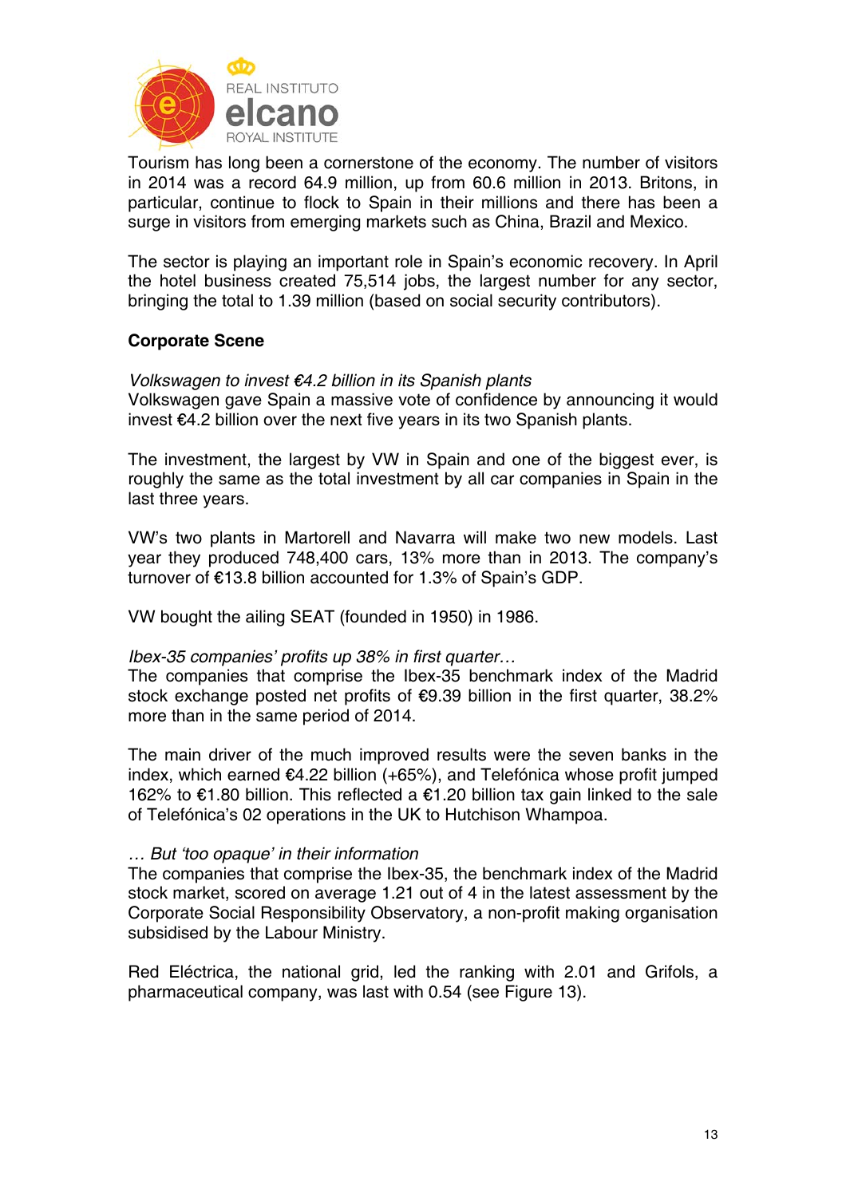Tourism has long been a cornerstone of the economy. The number of visitors in 2014 was a record 64.9 million, up from 60.6 million in 2013. Britons, in particular, continue to flock to Spain in their millions and there has been a surge in visitors from emerging markets such as China, Brazil and Mexico.

The sector is playing an important role in Spain's economic recovery. In April the hotel business created 75,514 jobs, the largest number for any sector, bringing the total to 1.39 million (based on social security contributors).

## Corporate Scene

*Volkswagen to invest €4.2 billion in its Spanish plants*

Volkswagen gave Spain a massive vote of confidence by announcing it would invest €4.2 billion over the next five years in its two Spanish plants.

The investment, the largest by VW in Spain and one of the biggest ever, is roughly the same as the total investment by all car companies in Spain in the last three years.

VW's two plants in Martorell and Navarra will make two new models. Last year they produced 748,400 cars, 13% more than in 2013. The company's turnover of €13.8 billion accounted for 1.3% of Spain's GDP.

VW bought the ailing SEAT (founded in 1950) in 1986.

*Ibex-35 companies' profits up 38% in first quarter…*

The companies that comprise the Ibex-35 benchmark index of the Madrid stock exchange posted net profits of €9.39 billion in the first quarter, 38.2% more than in the same period of 2014.

The main driver of the much improved results were the seven banks in the index, which earned €4.22 billion (+65%), and Telefónica whose profit jumped 162% to €1.80 billion. This reflected a €1.20 billion tax gain linked to the sale of Telefónica's 02 operations in the UK to Hutchison Whampoa.

*… But 'too opaque' in their information*

The companies that comprise the Ibex-35, the benchmark index of the Madrid stock market, scored on average 1.21 out of 4 in the latest assessment by the Corporate Social Responsibility Observatory, a non-profit making organisation subsidised by the Labour Ministry.

Red Eléctrica, the national grid, led the ranking with 2.01 and Grifols, a pharmaceutical company, was last with 0.54 (see Figure 13).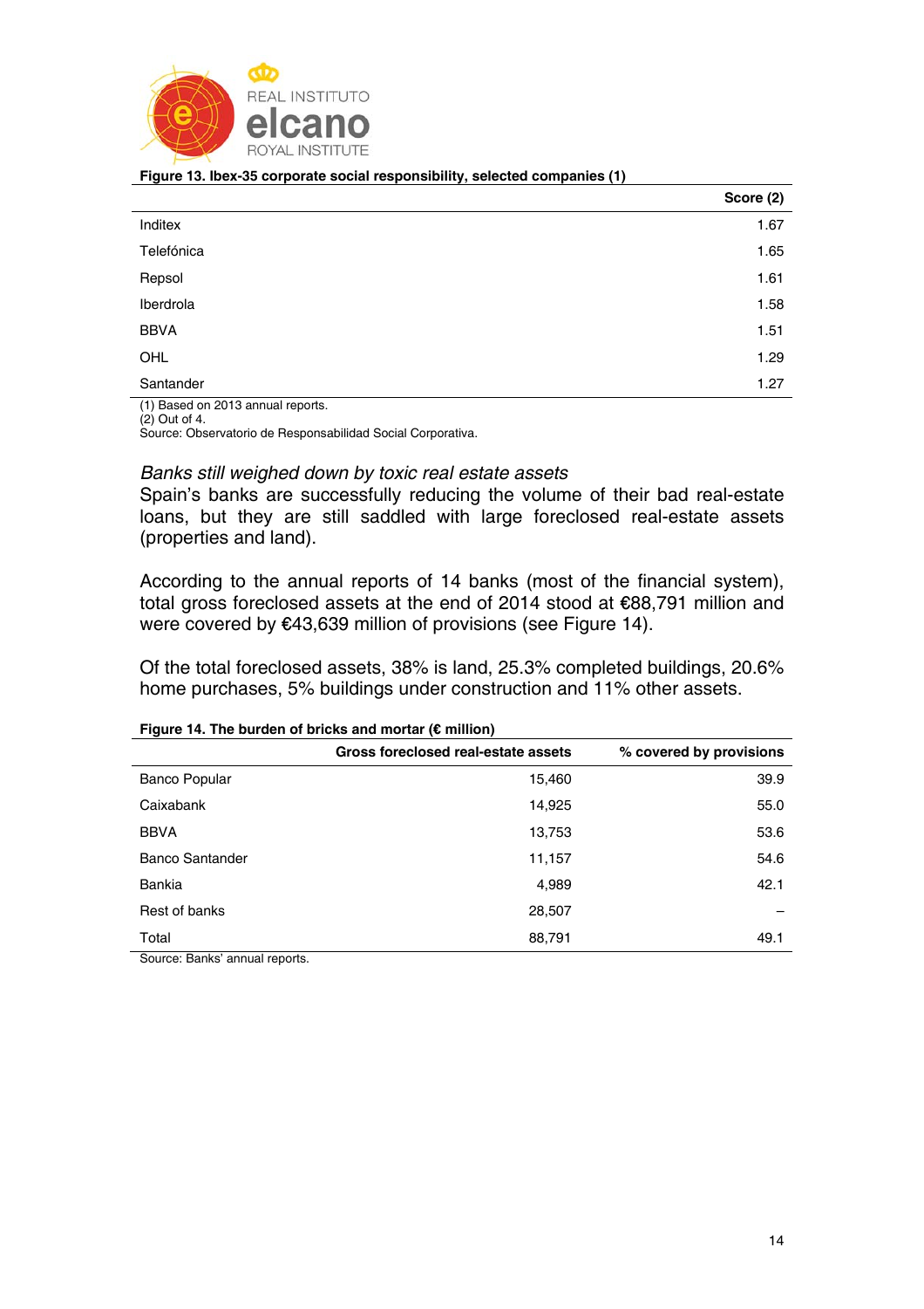**Figure 13. Ibex-35 corporate social responsibility, selected companies (1)**

| | Score (2) |
|---|---|
| Inditex | 1.67 |
| Telefónica | 1.65 |
| Repsol | 1.61 |
| Iberdrola | 1.58 |
| BBVA | 1.51 |
| OHL | 1.29 |
| Santander | 1.27 |

(1) Based on 2013 annual reports.
(2) Out of 4.
Source: Observatorio de Responsabilidad Social Corporativa.

*Banks still weighed down by toxic real estate assets*

Spain's banks are successfully reducing the volume of their bad real-estate loans, but they are still saddled with large foreclosed real-estate assets (properties and land).

According to the annual reports of 14 banks (most of the financial system), total gross foreclosed assets at the end of 2014 stood at €88,791 million and were covered by €43,639 million of provisions (see Figure 14).

Of the total foreclosed assets, 38% is land, 25.3% completed buildings, 20.6% home purchases, 5% buildings under construction and 11% other assets.

**Figure 14. The burden of bricks and mortar (€ million)**

| | Gross foreclosed real-estate assets | % covered by provisions |
|---|---|---|
| Banco Popular | 15,460 | 39.9 |
| Caixabank | 14,925 | 55.0 |
| BBVA | 13,753 | 53.6 |
| Banco Santander | 11,157 | 54.6 |
| Bankia | 4,989 | 42.1 |
| Rest of banks | 28,507 | – |
| Total | 88,791 | 49.1 |

Source: Banks' annual reports.